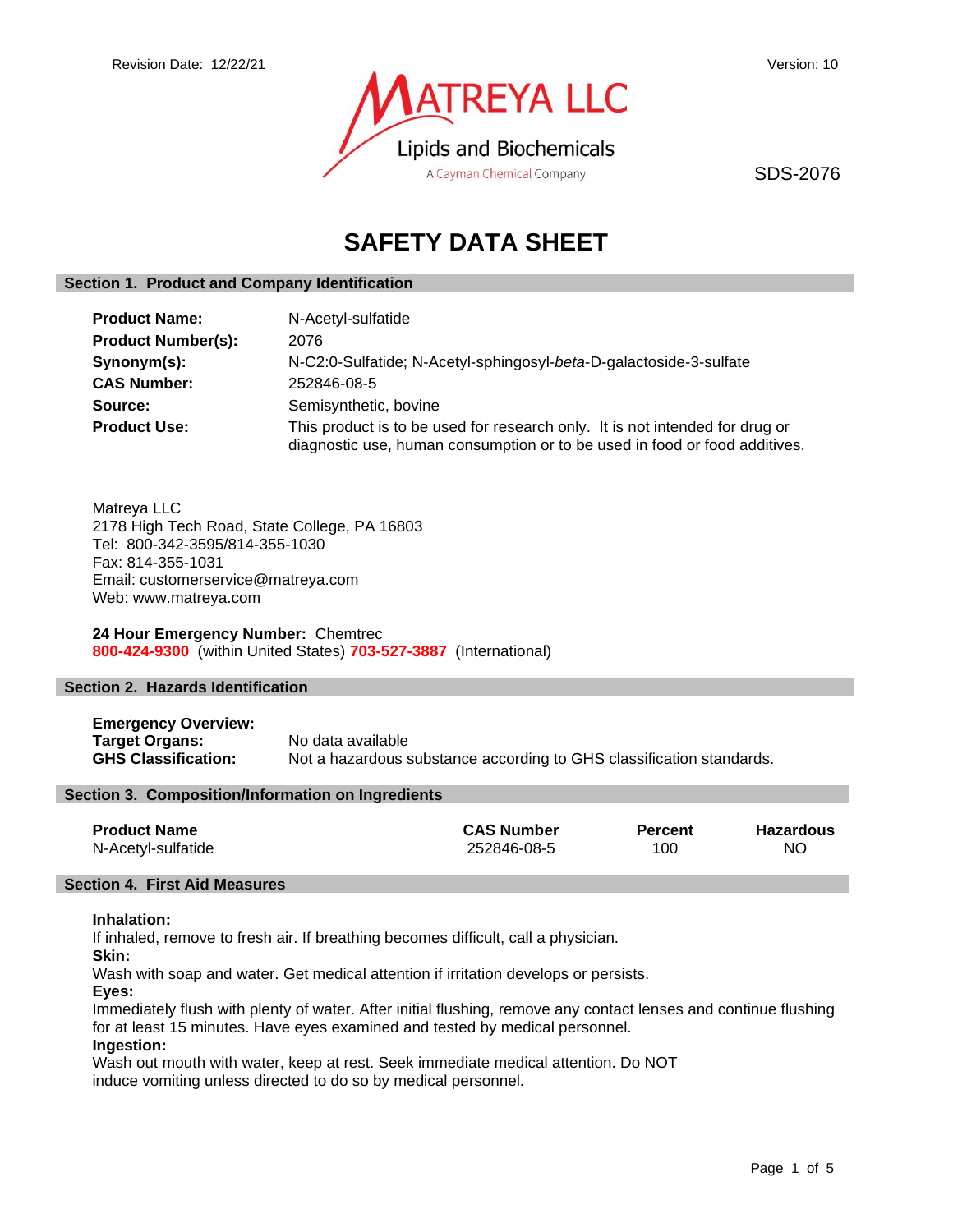Revision Date: 12/22/21

Version: 10

MATREYA LLC
Lipids and Biochemicals
A Cayman Chemical Company

SDS-2076

# SAFETY DATA SHEET

## Section 1. Product and Company Identification

**Product Name:** N-Acetyl-sulfatide
**Product Number(s):** 2076
**Synonym(s):** N-C2:0-Sulfatide; N-Acetyl-sphingosyl-*beta*-D-galactoside-3-sulfate
**CAS Number:** 252846-08-5
**Source:** Semisynthetic, bovine
**Product Use:** This product is to be used for research only. It is not intended for drug or diagnostic use, human consumption or to be used in food or food additives.

Matreya LLC
2178 High Tech Road, State College, PA 16803
Tel: 800-342-3595/814-355-1030
Fax: 814-355-1031
Email: customerservice@matreya.com
Web: www.matreya.com

**24 Hour Emergency Number:** Chemtrec
**800-424-9300** (within United States) **703-527-3887** (International)

## Section 2. Hazards Identification

**Emergency Overview:**
**Target Organs:** No data available
**GHS Classification:** Not a hazardous substance according to GHS classification standards.

## Section 3. Composition/Information on Ingredients

| Product Name | CAS Number | Percent | Hazardous |
|---|---|---|---|
| N-Acetyl-sulfatide | 252846-08-5 | 100 | NO |

## Section 4. First Aid Measures

**Inhalation:**
If inhaled, remove to fresh air. If breathing becomes difficult, call a physician.
**Skin:**
Wash with soap and water. Get medical attention if irritation develops or persists.
**Eyes:**
Immediately flush with plenty of water. After initial flushing, remove any contact lenses and continue flushing for at least 15 minutes. Have eyes examined and tested by medical personnel.
**Ingestion:**
Wash out mouth with water, keep at rest. Seek immediate medical attention. Do NOT induce vomiting unless directed to do so by medical personnel.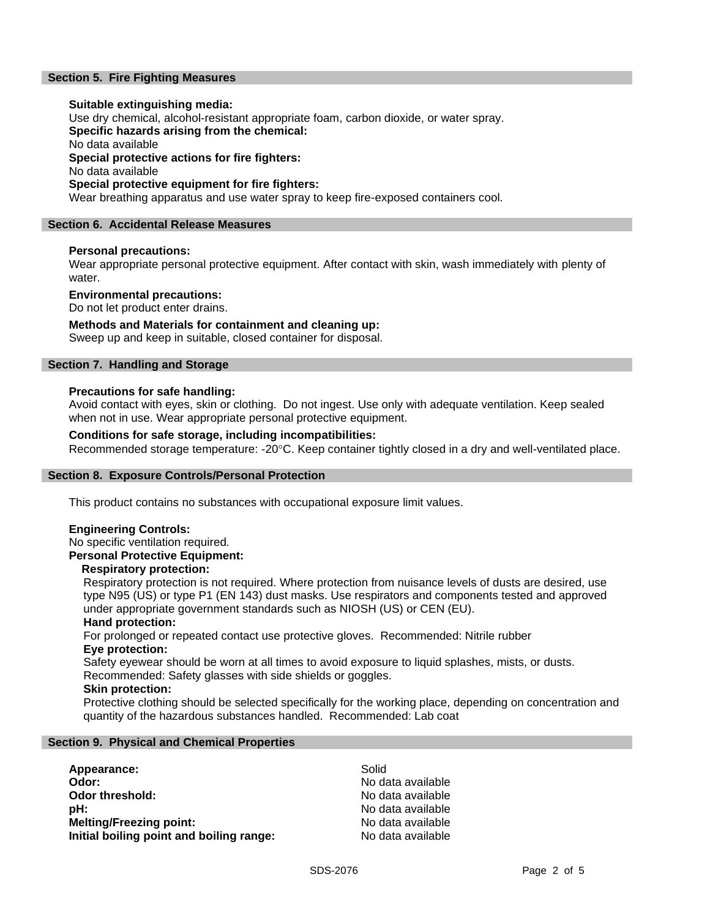## Section 5. Fire Fighting Measures

**Suitable extinguishing media:**
Use dry chemical, alcohol-resistant appropriate foam, carbon dioxide, or water spray.
**Specific hazards arising from the chemical:**
No data available
**Special protective actions for fire fighters:**
No data available
**Special protective equipment for fire fighters:**
Wear breathing apparatus and use water spray to keep fire-exposed containers cool.

## Section 6. Accidental Release Measures

**Personal precautions:**
Wear appropriate personal protective equipment. After contact with skin, wash immediately with plenty of water.

**Environmental precautions:**
Do not let product enter drains.

**Methods and Materials for containment and cleaning up:**
Sweep up and keep in suitable, closed container for disposal.

## Section 7. Handling and Storage

**Precautions for safe handling:**
Avoid contact with eyes, skin or clothing. Do not ingest. Use only with adequate ventilation. Keep sealed when not in use. Wear appropriate personal protective equipment.

**Conditions for safe storage, including incompatibilities:**
Recommended storage temperature: -20°C. Keep container tightly closed in a dry and well-ventilated place.

## Section 8. Exposure Controls/Personal Protection

This product contains no substances with occupational exposure limit values.

**Engineering Controls:**
No specific ventilation required.
**Personal Protective Equipment:**

**Respiratory protection:**
Respiratory protection is not required. Where protection from nuisance levels of dusts are desired, use type N95 (US) or type P1 (EN 143) dust masks. Use respirators and components tested and approved under appropriate government standards such as NIOSH (US) or CEN (EU).

**Hand protection:**
For prolonged or repeated contact use protective gloves. Recommended: Nitrile rubber

**Eye protection:**
Safety eyewear should be worn at all times to avoid exposure to liquid splashes, mists, or dusts. Recommended: Safety glasses with side shields or goggles.

**Skin protection:**
Protective clothing should be selected specifically for the working place, depending on concentration and quantity of the hazardous substances handled. Recommended: Lab coat

## Section 9. Physical and Chemical Properties

| | |
|---|---|
| **Appearance:** | Solid |
| **Odor:** | No data available |
| **Odor threshold:** | No data available |
| **pH:** | No data available |
| **Melting/Freezing point:** | No data available |
| **Initial boiling point and boiling range:** | No data available |

SDS-2076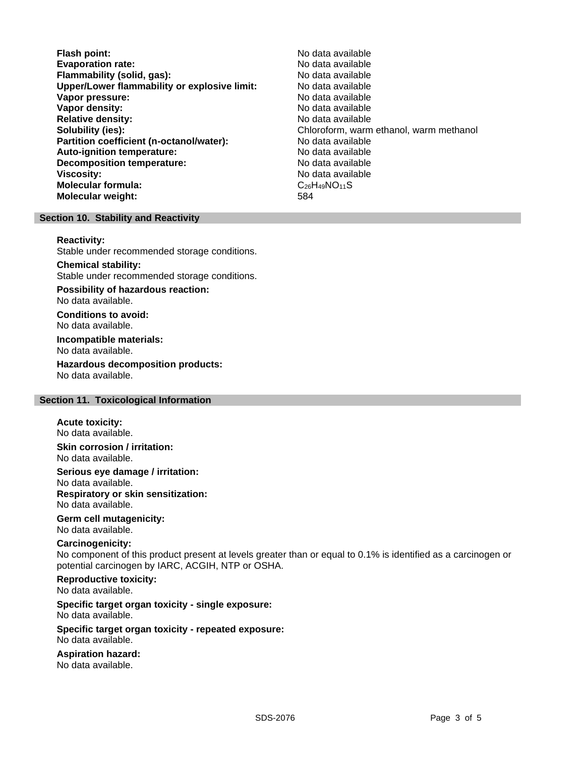| | |
|---|---|
| **Flash point:** | No data available |
| **Evaporation rate:** | No data available |
| **Flammability (solid, gas):** | No data available |
| **Upper/Lower flammability or explosive limit:** | No data available |
| **Vapor pressure:** | No data available |
| **Vapor density:** | No data available |
| **Relative density:** | No data available |
| **Solubility (ies):** | Chloroform, warm ethanol, warm methanol |
| **Partition coefficient (n-octanol/water):** | No data available |
| **Auto-ignition temperature:** | No data available |
| **Decomposition temperature:** | No data available |
| **Viscosity:** | No data available |
| **Molecular formula:** | $C_{26}H_{49}NO_{11}S$ |
| **Molecular weight:** | 584 |

## Section 10. Stability and Reactivity

**Reactivity:**
Stable under recommended storage conditions.

**Chemical stability:**
Stable under recommended storage conditions.

**Possibility of hazardous reaction:**
No data available.

**Conditions to avoid:**
No data available.

**Incompatible materials:**
No data available.

**Hazardous decomposition products:**
No data available.

## Section 11. Toxicological Information

**Acute toxicity:**
No data available.

**Skin corrosion / irritation:**
No data available.

**Serious eye damage / irritation:**
No data available.

**Respiratory or skin sensitization:**
No data available.

**Germ cell mutagenicity:**
No data available.

**Carcinogenicity:**
No component of this product present at levels greater than or equal to 0.1% is identified as a carcinogen or potential carcinogen by IARC, ACGIH, NTP or OSHA.

**Reproductive toxicity:**
No data available.

**Specific target organ toxicity - single exposure:**
No data available.

**Specific target organ toxicity - repeated exposure:**
No data available.

**Aspiration hazard:**
No data available.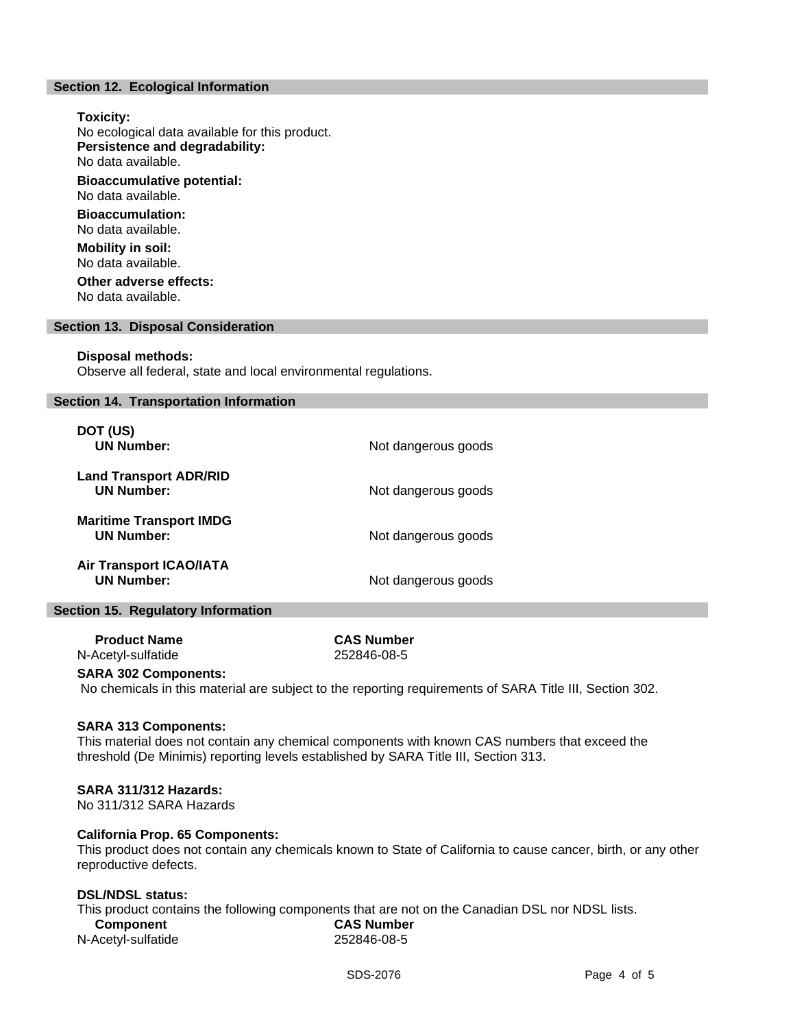## Section 12. Ecological Information

**Toxicity:**
No ecological data available for this product.

**Persistence and degradability:**
No data available.

**Bioaccumulative potential:**
No data available.

**Bioaccumulation:**
No data available.

**Mobility in soil:**
No data available.

**Other adverse effects:**
No data available.

## Section 13. Disposal Consideration

**Disposal methods:**
Observe all federal, state and local environmental regulations.

## Section 14. Transportation Information

**DOT (US)**
**UN Number:** Not dangerous goods

**Land Transport ADR/RID**
**UN Number:** Not dangerous goods

**Maritime Transport IMDG**
**UN Number:** Not dangerous goods

**Air Transport ICAO/IATA**
**UN Number:** Not dangerous goods

## Section 15. Regulatory Information

| Product Name | CAS Number |
| --- | --- |
| N-Acetyl-sulfatide | 252846-08-5 |

**SARA 302 Components:**
No chemicals in this material are subject to the reporting requirements of SARA Title III, Section 302.

**SARA 313 Components:**
This material does not contain any chemical components with known CAS numbers that exceed the threshold (De Minimis) reporting levels established by SARA Title III, Section 313.

**SARA 311/312 Hazards:**
No 311/312 SARA Hazards

**California Prop. 65 Components:**
This product does not contain any chemicals known to State of California to cause cancer, birth, or any other reproductive defects.

**DSL/NDSL status:**
This product contains the following components that are not on the Canadian DSL nor NDSL lists.

| Component | CAS Number |
| --- | --- |
| N-Acetyl-sulfatide | 252846-08-5 |

SDS-2076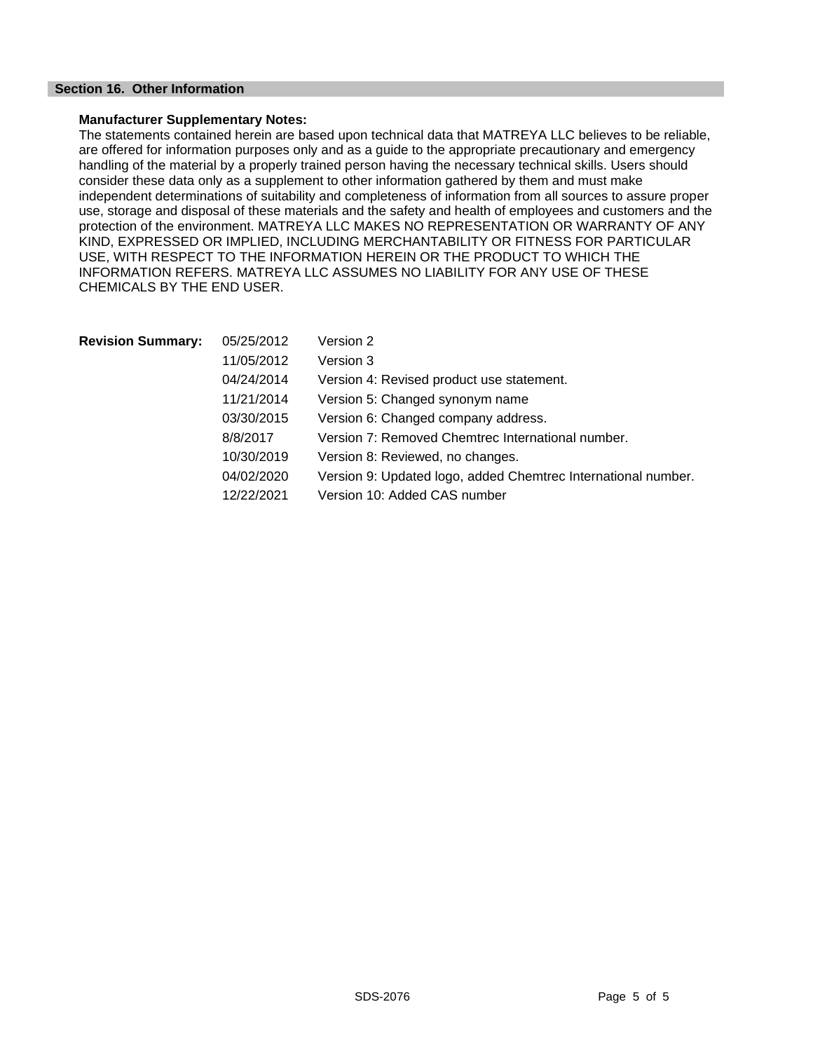## Section 16. Other Information

**Manufacturer Supplementary Notes:**

The statements contained herein are based upon technical data that MATREYA LLC believes to be reliable, are offered for information purposes only and as a guide to the appropriate precautionary and emergency handling of the material by a properly trained person having the necessary technical skills. Users should consider these data only as a supplement to other information gathered by them and must make independent determinations of suitability and completeness of information from all sources to assure proper use, storage and disposal of these materials and the safety and health of employees and customers and the protection of the environment. MATREYA LLC MAKES NO REPRESENTATION OR WARRANTY OF ANY KIND, EXPRESSED OR IMPLIED, INCLUDING MERCHANTABILITY OR FITNESS FOR PARTICULAR USE, WITH RESPECT TO THE INFORMATION HEREIN OR THE PRODUCT TO WHICH THE INFORMATION REFERS. MATREYA LLC ASSUMES NO LIABILITY FOR ANY USE OF THESE CHEMICALS BY THE END USER.

| | | |
|---|---|---|
| **Revision Summary:** | 05/25/2012 | Version 2 |
| | 11/05/2012 | Version 3 |
| | 04/24/2014 | Version 4: Revised product use statement. |
| | 11/21/2014 | Version 5: Changed synonym name |
| | 03/30/2015 | Version 6: Changed company address. |
| | 8/8/2017 | Version 7: Removed Chemtrec International number. |
| | 10/30/2019 | Version 8: Reviewed, no changes. |
| | 04/02/2020 | Version 9: Updated logo, added Chemtrec International number. |
| | 12/22/2021 | Version 10: Added CAS number |

SDS-2076